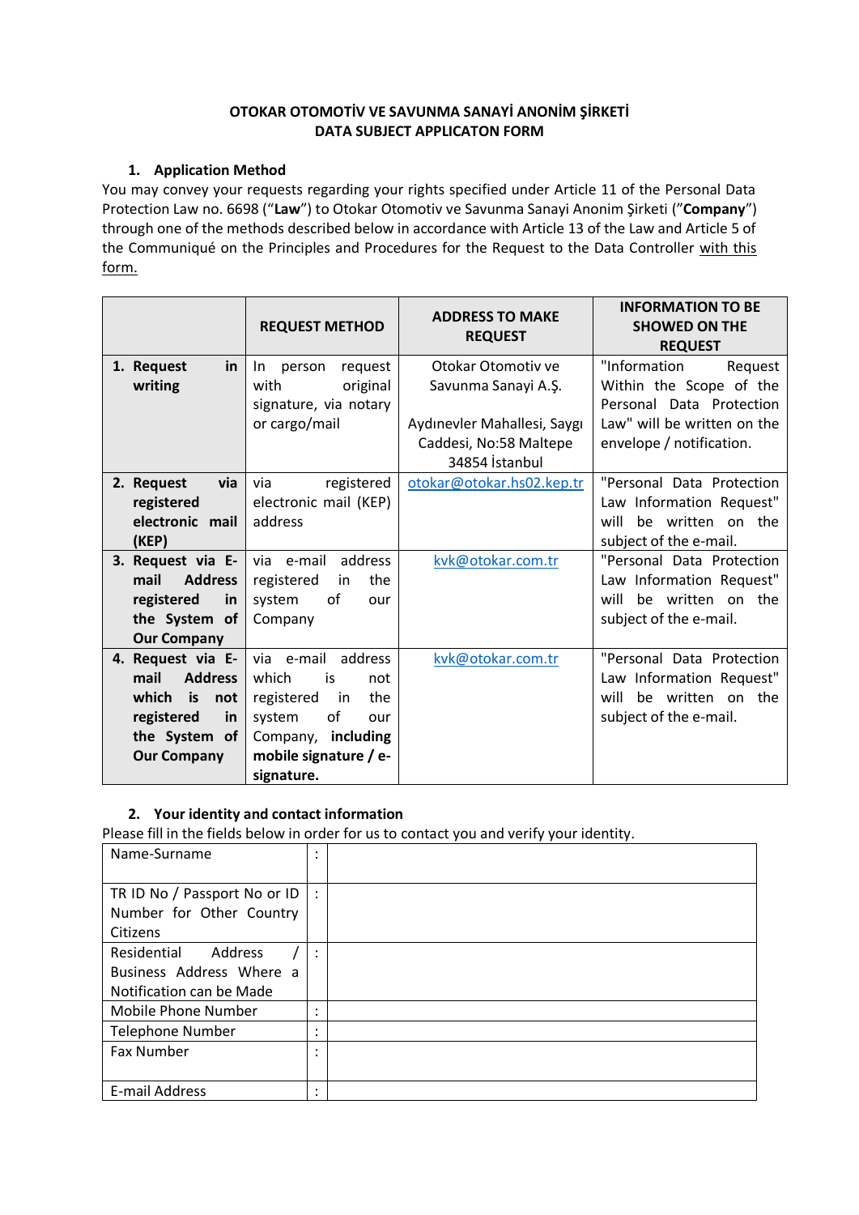**OTOKAR OTOMOTİV VE SAVUNMA SANAYİ ANONİM ŞİRKETİ**
**DATA SUBJECT APPLICATON FORM**

## 1. Application Method

You may convey your requests regarding your rights specified under Article 11 of the Personal Data Protection Law no. 6698 ("**Law**") to Otokar Otomotiv ve Savunma Sanayi Anonim Şirketi ("**Company**") through one of the methods described below in accordance with Article 13 of the Law and Article 5 of the Communiqué on the Principles and Procedures for the Request to the Data Controller with this form.

| | REQUEST METHOD | ADDRESS TO MAKE REQUEST | INFORMATION TO BE SHOWED ON THE REQUEST |
|---|---|---|---|
| **1. Request in writing** | In person request with original signature, via notary or cargo/mail | Otokar Otomotiv ve Savunma Sanayi A.Ş.<br><br>Aydınevler Mahallesi, Saygı Caddesi, No:58 Maltepe 34854 İstanbul | "Information Request Within the Scope of the Personal Data Protection Law" will be written on the envelope / notification. |
| **2. Request via registered electronic mail (KEP)** | via registered electronic mail (KEP) address | otokar@otokar.hs02.kep.tr | "Personal Data Protection Law Information Request" will be written on the subject of the e-mail. |
| **3. Request via E-mail Address registered in the System of Our Company** | via e-mail address registered in the system of our Company | kvk@otokar.com.tr | "Personal Data Protection Law Information Request" will be written on the subject of the e-mail. |
| **4. Request via E-mail Address which is not registered in the System of Our Company** | via e-mail address which is not registered in the system of our Company, **including mobile signature / e-signature.** | kvk@otokar.com.tr | "Personal Data Protection Law Information Request" will be written on the subject of the e-mail. |

## 2. Your identity and contact information

Please fill in the fields below in order for us to contact you and verify your identity.

| | | |
|---|---|---|
| Name-Surname | : | |
| TR ID No / Passport No or ID Number for Other Country Citizens | : | |
| Residential Address / Business Address Where a Notification can be Made | : | |
| Mobile Phone Number | : | |
| Telephone Number | : | |
| Fax Number | : | |
| E-mail Address | : | |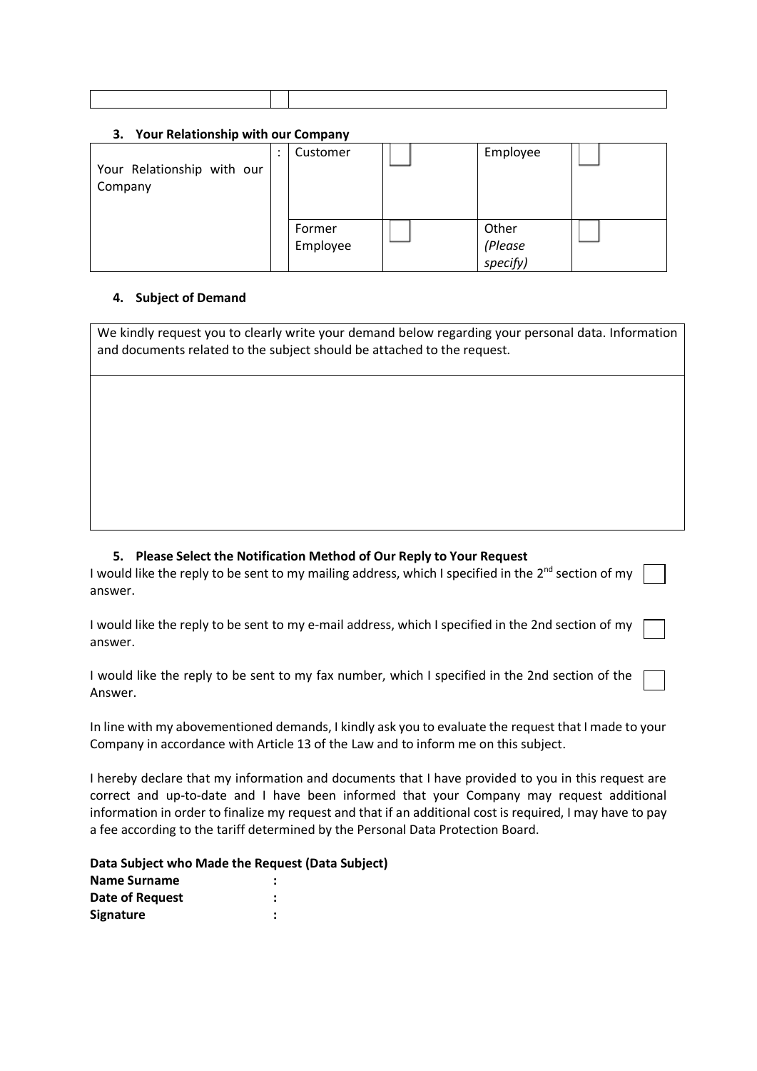| | | |
|---|---|---|
| | | |

### 3. Your Relationship with our Company

| | | | | | |
|---|---|---|---|---|---|
| Your Relationship with our Company | : | Customer | ☐ | Employee | ☐ |
| | | Former Employee | ☐ | Other *(Please specify)* | ☐ |

### 4. Subject of Demand

| |
|---|
| We kindly request you to clearly write your demand below regarding your personal data. Information and documents related to the subject should be attached to the request. |
| |

### 5. Please Select the Notification Method of Our Reply to Your Request

I would like the reply to be sent to my mailing address, which I specified in the 2nd section of my answer. ☐

I would like the reply to be sent to my e-mail address, which I specified in the 2nd section of my answer. ☐

I would like the reply to be sent to my fax number, which I specified in the 2nd section of the Answer. ☐

In line with my abovementioned demands, I kindly ask you to evaluate the request that I made to your Company in accordance with Article 13 of the Law and to inform me on this subject.

I hereby declare that my information and documents that I have provided to you in this request are correct and up-to-date and I have been informed that your Company may request additional information in order to finalize my request and that if an additional cost is required, I may have to pay a fee according to the tariff determined by the Personal Data Protection Board.

**Data Subject who Made the Request (Data Subject)**

**Name Surname** :

**Date of Request** :

**Signature** :